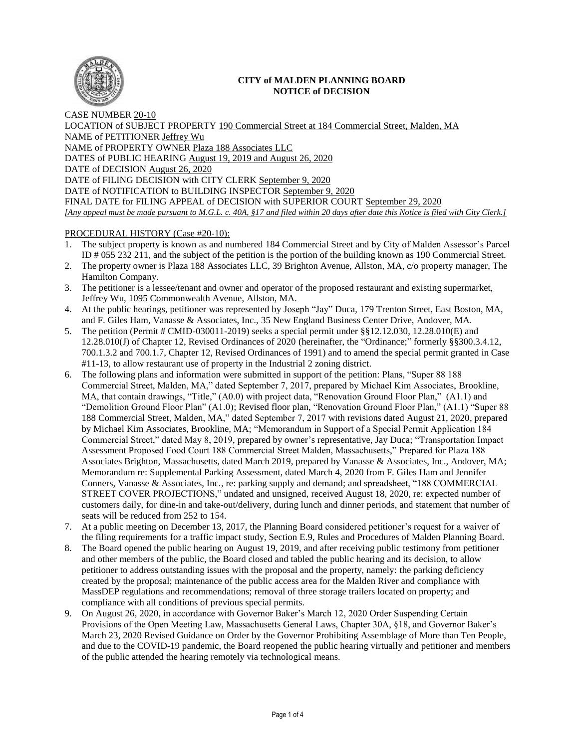**CITY of MALDEN PLANNING BOARD**
**NOTICE of DECISION**

CASE NUMBER 20-10
LOCATION of SUBJECT PROPERTY 190 Commercial Street at 184 Commercial Street, Malden, MA
NAME of PETITIONER Jeffrey Wu
NAME of PROPERTY OWNER Plaza 188 Associates LLC
DATES of PUBLIC HEARING August 19, 2019 and August 26, 2020
DATE of DECISION August 26, 2020
DATE of FILING DECISION with CITY CLERK September 9, 2020
DATE of NOTIFICATION to BUILDING INSPECTOR September 9, 2020
FINAL DATE for FILING APPEAL of DECISION with SUPERIOR COURT September 29, 2020
*[Any appeal must be made pursuant to M.G.L. c. 40A, §17 and filed within 20 days after date this Notice is filed with City Clerk.]*

PROCEDURAL HISTORY (Case #20-10):

1. The subject property is known as and numbered 184 Commercial Street and by City of Malden Assessor's Parcel ID # 055 232 211, and the subject of the petition is the portion of the building known as 190 Commercial Street.
2. The property owner is Plaza 188 Associates LLC, 39 Brighton Avenue, Allston, MA, c/o property manager, The Hamilton Company.
3. The petitioner is a lessee/tenant and owner and operator of the proposed restaurant and existing supermarket, Jeffrey Wu, 1095 Commonwealth Avenue, Allston, MA.
4. At the public hearings, petitioner was represented by Joseph "Jay" Duca, 179 Trenton Street, East Boston, MA, and F. Giles Ham, Vanasse & Associates, Inc., 35 New England Business Center Drive, Andover, MA.
5. The petition (Permit # CMID-030011-2019) seeks a special permit under §§12.12.030, 12.28.010(E) and 12.28.010(J) of Chapter 12, Revised Ordinances of 2020 (hereinafter, the "Ordinance;" formerly §§300.3.4.12, 700.1.3.2 and 700.1.7, Chapter 12, Revised Ordinances of 1991) and to amend the special permit granted in Case #11-13, to allow restaurant use of property in the Industrial 2 zoning district.
6. The following plans and information were submitted in support of the petition: Plans, "Super 88 188 Commercial Street, Malden, MA," dated September 7, 2017, prepared by Michael Kim Associates, Brookline, MA, that contain drawings, "Title," (A0.0) with project data, "Renovation Ground Floor Plan," (A1.1) and "Demolition Ground Floor Plan" (A1.0); Revised floor plan, "Renovation Ground Floor Plan," (A1.1) "Super 88 188 Commercial Street, Malden, MA," dated September 7, 2017 with revisions dated August 21, 2020, prepared by Michael Kim Associates, Brookline, MA; "Memorandum in Support of a Special Permit Application 184 Commercial Street," dated May 8, 2019, prepared by owner's representative, Jay Duca; "Transportation Impact Assessment Proposed Food Court 188 Commercial Street Malden, Massachusetts," Prepared for Plaza 188 Associates Brighton, Massachusetts, dated March 2019, prepared by Vanasse & Associates, Inc., Andover, MA; Memorandum re: Supplemental Parking Assessment, dated March 4, 2020 from F. Giles Ham and Jennifer Conners, Vanasse & Associates, Inc., re: parking supply and demand; and spreadsheet, "188 COMMERCIAL STREET COVER PROJECTIONS," undated and unsigned, received August 18, 2020, re: expected number of customers daily, for dine-in and take-out/delivery, during lunch and dinner periods, and statement that number of seats will be reduced from 252 to 154.
7. At a public meeting on December 13, 2017, the Planning Board considered petitioner's request for a waiver of the filing requirements for a traffic impact study, Section E.9, Rules and Procedures of Malden Planning Board.
8. The Board opened the public hearing on August 19, 2019, and after receiving public testimony from petitioner and other members of the public, the Board closed and tabled the public hearing and its decision, to allow petitioner to address outstanding issues with the proposal and the property, namely: the parking deficiency created by the proposal; maintenance of the public access area for the Malden River and compliance with MassDEP regulations and recommendations; removal of three storage trailers located on property; and compliance with all conditions of previous special permits.
9. On August 26, 2020, in accordance with Governor Baker's March 12, 2020 Order Suspending Certain Provisions of the Open Meeting Law, Massachusetts General Laws, Chapter 30A, §18, and Governor Baker's March 23, 2020 Revised Guidance on Order by the Governor Prohibiting Assemblage of More than Ten People, and due to the COVID-19 pandemic, the Board reopened the public hearing virtually and petitioner and members of the public attended the hearing remotely via technological means.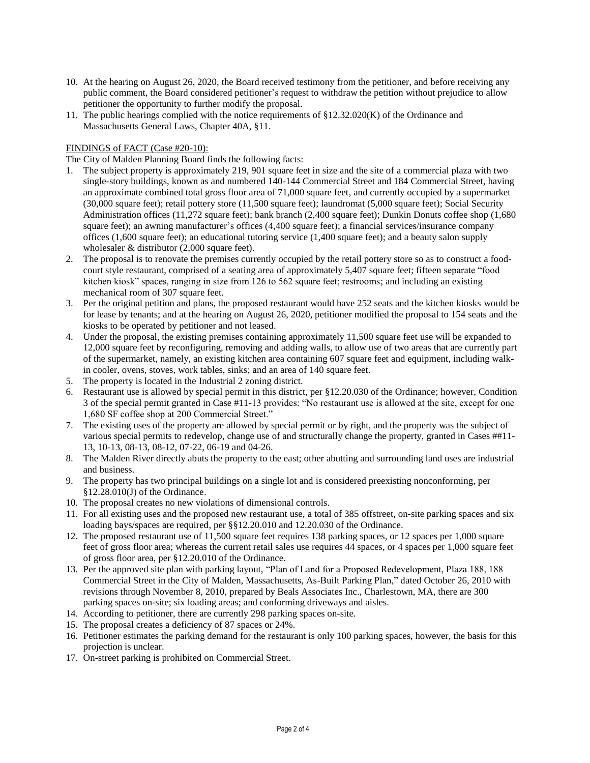10. At the hearing on August 26, 2020, the Board received testimony from the petitioner, and before receiving any public comment, the Board considered petitioner's request to withdraw the petition without prejudice to allow petitioner the opportunity to further modify the proposal.
11. The public hearings complied with the notice requirements of §12.32.020(K) of the Ordinance and Massachusetts General Laws, Chapter 40A, §11.

FINDINGS of FACT (Case #20-10):

The City of Malden Planning Board finds the following facts:

1. The subject property is approximately 219, 901 square feet in size and the site of a commercial plaza with two single-story buildings, known as and numbered 140-144 Commercial Street and 184 Commercial Street, having an approximate combined total gross floor area of 71,000 square feet, and currently occupied by a supermarket (30,000 square feet); retail pottery store (11,500 square feet); laundromat (5,000 square feet); Social Security Administration offices (11,272 square feet); bank branch (2,400 square feet); Dunkin Donuts coffee shop (1,680 square feet); an awning manufacturer's offices (4,400 square feet); a financial services/insurance company offices (1,600 square feet); an educational tutoring service (1,400 square feet); and a beauty salon supply wholesaler & distributor (2,000 square feet).
2. The proposal is to renovate the premises currently occupied by the retail pottery store so as to construct a food-court style restaurant, comprised of a seating area of approximately 5,407 square feet; fifteen separate "food kitchen kiosk" spaces, ranging in size from 126 to 562 square feet; restrooms; and including an existing mechanical room of 307 square feet.
3. Per the original petition and plans, the proposed restaurant would have 252 seats and the kitchen kiosks would be for lease by tenants; and at the hearing on August 26, 2020, petitioner modified the proposal to 154 seats and the kiosks to be operated by petitioner and not leased.
4. Under the proposal, the existing premises containing approximately 11,500 square feet use will be expanded to 12,000 square feet by reconfiguring, removing and adding walls, to allow use of two areas that are currently part of the supermarket, namely, an existing kitchen area containing 607 square feet and equipment, including walk-in cooler, ovens, stoves, work tables, sinks; and an area of 140 square feet.
5. The property is located in the Industrial 2 zoning district.
6. Restaurant use is allowed by special permit in this district, per §12.20.030 of the Ordinance; however, Condition 3 of the special permit granted in Case #11-13 provides: "No restaurant use is allowed at the site, except for one 1,680 SF coffee shop at 200 Commercial Street."
7. The existing uses of the property are allowed by special permit or by right, and the property was the subject of various special permits to redevelop, change use of and structurally change the property, granted in Cases ##11-13, 10-13, 08-13, 08-12, 07-22, 06-19 and 04-26.
8. The Malden River directly abuts the property to the east; other abutting and surrounding land uses are industrial and business.
9. The property has two principal buildings on a single lot and is considered preexisting nonconforming, per §12.28.010(J) of the Ordinance.
10. The proposal creates no new violations of dimensional controls.
11. For all existing uses and the proposed new restaurant use, a total of 385 offstreet, on-site parking spaces and six loading bays/spaces are required, per §§12.20.010 and 12.20.030 of the Ordinance.
12. The proposed restaurant use of 11,500 square feet requires 138 parking spaces, or 12 spaces per 1,000 square feet of gross floor area; whereas the current retail sales use requires 44 spaces, or 4 spaces per 1,000 square feet of gross floor area, per §12.20.010 of the Ordinance.
13. Per the approved site plan with parking layout, "Plan of Land for a Proposed Redevelopment, Plaza 188, 188 Commercial Street in the City of Malden, Massachusetts, As-Built Parking Plan," dated October 26, 2010 with revisions through November 8, 2010, prepared by Beals Associates Inc., Charlestown, MA, there are 300 parking spaces on-site; six loading areas; and conforming driveways and aisles.
14. According to petitioner, there are currently 298 parking spaces on-site.
15. The proposal creates a deficiency of 87 spaces or 24%.
16. Petitioner estimates the parking demand for the restaurant is only 100 parking spaces, however, the basis for this projection is unclear.
17. On-street parking is prohibited on Commercial Street.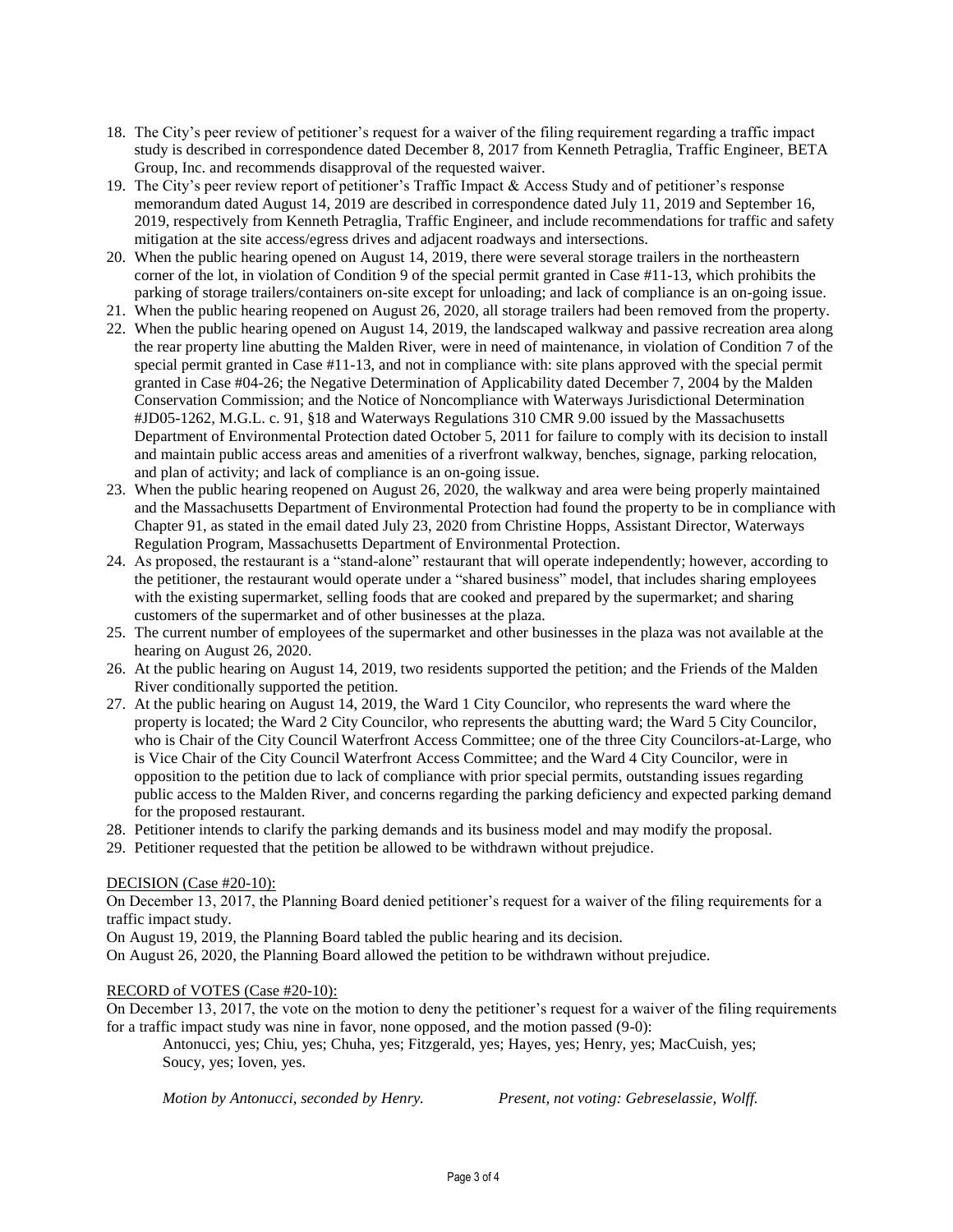18. The City's peer review of petitioner's request for a waiver of the filing requirement regarding a traffic impact study is described in correspondence dated December 8, 2017 from Kenneth Petraglia, Traffic Engineer, BETA Group, Inc. and recommends disapproval of the requested waiver.
19. The City's peer review report of petitioner's Traffic Impact & Access Study and of petitioner's response memorandum dated August 14, 2019 are described in correspondence dated July 11, 2019 and September 16, 2019, respectively from Kenneth Petraglia, Traffic Engineer, and include recommendations for traffic and safety mitigation at the site access/egress drives and adjacent roadways and intersections.
20. When the public hearing opened on August 14, 2019, there were several storage trailers in the northeastern corner of the lot, in violation of Condition 9 of the special permit granted in Case #11-13, which prohibits the parking of storage trailers/containers on-site except for unloading; and lack of compliance is an on-going issue.
21. When the public hearing reopened on August 26, 2020, all storage trailers had been removed from the property.
22. When the public hearing opened on August 14, 2019, the landscaped walkway and passive recreation area along the rear property line abutting the Malden River, were in need of maintenance, in violation of Condition 7 of the special permit granted in Case #11-13, and not in compliance with: site plans approved with the special permit granted in Case #04-26; the Negative Determination of Applicability dated December 7, 2004 by the Malden Conservation Commission; and the Notice of Noncompliance with Waterways Jurisdictional Determination #JD05-1262, M.G.L. c. 91, §18 and Waterways Regulations 310 CMR 9.00 issued by the Massachusetts Department of Environmental Protection dated October 5, 2011 for failure to comply with its decision to install and maintain public access areas and amenities of a riverfront walkway, benches, signage, parking relocation, and plan of activity; and lack of compliance is an on-going issue.
23. When the public hearing reopened on August 26, 2020, the walkway and area were being properly maintained and the Massachusetts Department of Environmental Protection had found the property to be in compliance with Chapter 91, as stated in the email dated July 23, 2020 from Christine Hopps, Assistant Director, Waterways Regulation Program, Massachusetts Department of Environmental Protection.
24. As proposed, the restaurant is a "stand-alone" restaurant that will operate independently; however, according to the petitioner, the restaurant would operate under a "shared business" model, that includes sharing employees with the existing supermarket, selling foods that are cooked and prepared by the supermarket; and sharing customers of the supermarket and of other businesses at the plaza.
25. The current number of employees of the supermarket and other businesses in the plaza was not available at the hearing on August 26, 2020.
26. At the public hearing on August 14, 2019, two residents supported the petition; and the Friends of the Malden River conditionally supported the petition.
27. At the public hearing on August 14, 2019, the Ward 1 City Councilor, who represents the ward where the property is located; the Ward 2 City Councilor, who represents the abutting ward; the Ward 5 City Councilor, who is Chair of the City Council Waterfront Access Committee; one of the three City Councilors-at-Large, who is Vice Chair of the City Council Waterfront Access Committee; and the Ward 4 City Councilor, were in opposition to the petition due to lack of compliance with prior special permits, outstanding issues regarding public access to the Malden River, and concerns regarding the parking deficiency and expected parking demand for the proposed restaurant.
28. Petitioner intends to clarify the parking demands and its business model and may modify the proposal.
29. Petitioner requested that the petition be allowed to be withdrawn without prejudice.

DECISION (Case #20-10):

On December 13, 2017, the Planning Board denied petitioner's request for a waiver of the filing requirements for a traffic impact study.

On August 19, 2019, the Planning Board tabled the public hearing and its decision.

On August 26, 2020, the Planning Board allowed the petition to be withdrawn without prejudice.

RECORD of VOTES (Case #20-10):

On December 13, 2017, the vote on the motion to deny the petitioner's request for a waiver of the filing requirements for a traffic impact study was nine in favor, none opposed, and the motion passed (9-0):

Antonucci, yes; Chiu, yes; Chuha, yes; Fitzgerald, yes; Hayes, yes; Henry, yes; MacCuish, yes; Soucy, yes; Ioven, yes.

*Motion by Antonucci, seconded by Henry.* *Present, not voting: Gebreselassie, Wolff.*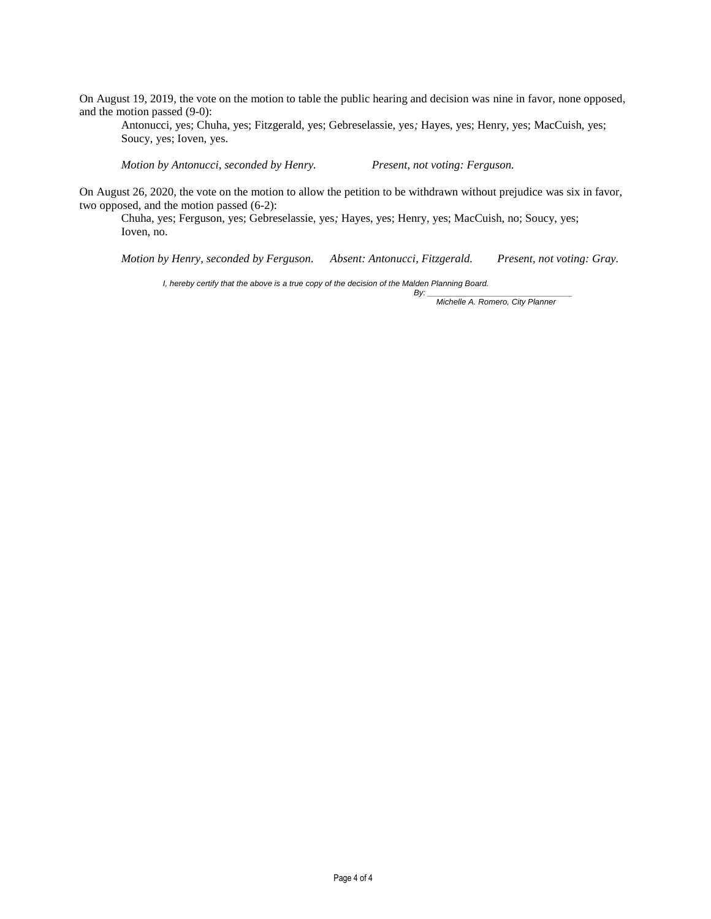On August 19, 2019, the vote on the motion to table the public hearing and decision was nine in favor, none opposed, and the motion passed (9-0):

Antonucci, yes; Chuha, yes; Fitzgerald, yes; Gebreselassie, yes; Hayes, yes; Henry, yes; MacCuish, yes; Soucy, yes; Ioven, yes.

*Motion by Antonucci, seconded by Henry.* *Present, not voting: Ferguson.*

On August 26, 2020, the vote on the motion to allow the petition to be withdrawn without prejudice was six in favor, two opposed, and the motion passed (6-2):

Chuha, yes; Ferguson, yes; Gebreselassie, yes; Hayes, yes; Henry, yes; MacCuish, no; Soucy, yes; Ioven, no.

*Motion by Henry, seconded by Ferguson.* *Absent: Antonucci, Fitzgerald.* *Present, not voting: Gray.*

*I, hereby certify that the above is a true copy of the decision of the Malden Planning Board.*

*By: \_\_\_\_\_\_\_\_\_\_\_\_\_\_\_\_\_\_\_\_\_\_\_\_\_\_\_\_\_\_*

*Michelle A. Romero, City Planner*